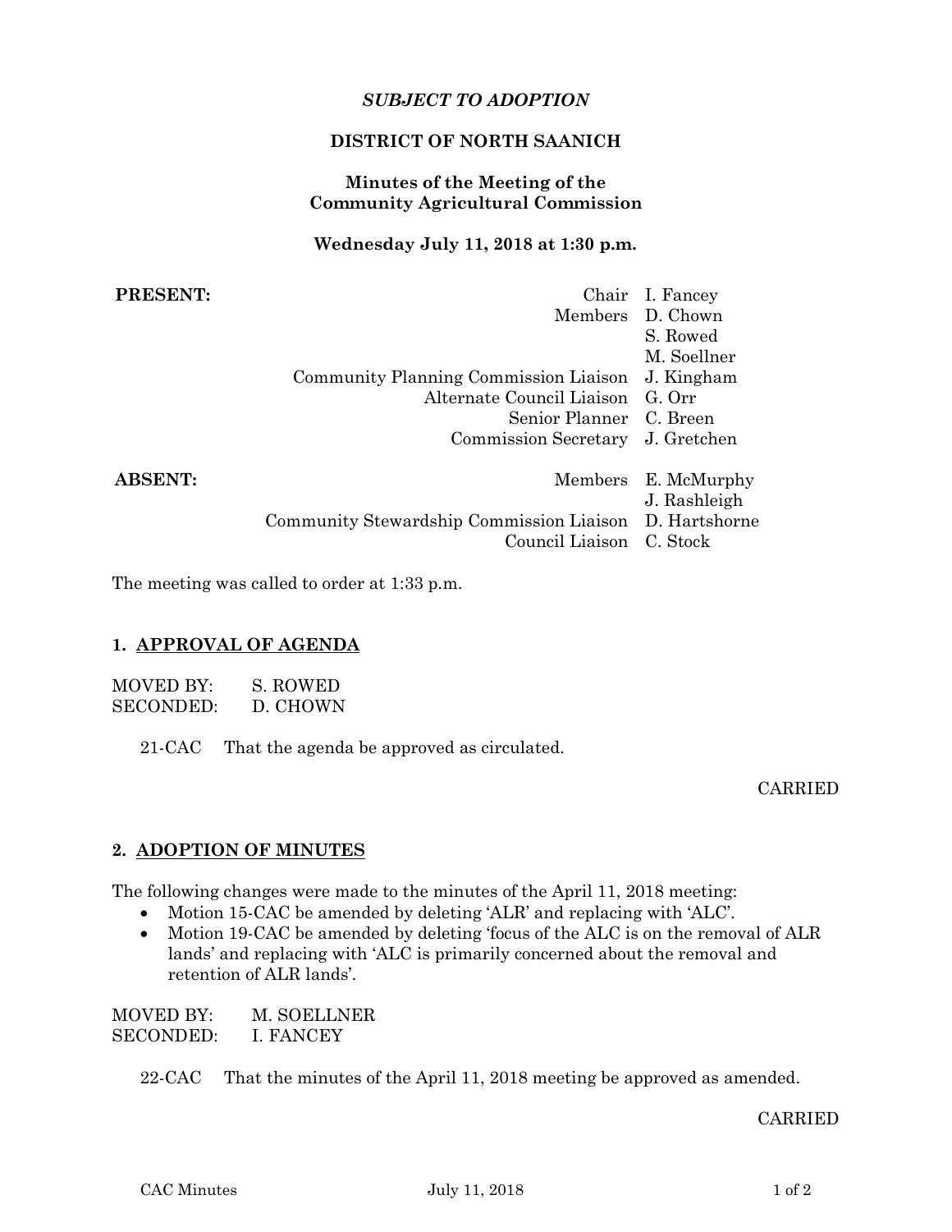*SUBJECT TO ADOPTION*

**DISTRICT OF NORTH SAANICH**

**Minutes of the Meeting of the Community Agricultural Commission**

**Wednesday July 11, 2018 at 1:30 p.m.**

| | | |
|---|---|---|
| **PRESENT:** | Chair | I. Fancey |
| | Members | D. Chown |
| | | S. Rowed |
| | | M. Soellner |
| | Community Planning Commission Liaison | J. Kingham |
| | Alternate Council Liaison | G. Orr |
| | Senior Planner | C. Breen |
| | Commission Secretary | J. Gretchen |
| **ABSENT:** | Members | E. McMurphy |
| | | J. Rashleigh |
| | Community Stewardship Commission Liaison | D. Hartshorne |
| | Council Liaison | C. Stock |

The meeting was called to order at 1:33 p.m.

## 1. APPROVAL OF AGENDA

MOVED BY: S. ROWED
SECONDED: D. CHOWN

21-CAC That the agenda be approved as circulated.

CARRIED

## 2. ADOPTION OF MINUTES

The following changes were made to the minutes of the April 11, 2018 meeting:

- Motion 15-CAC be amended by deleting 'ALR' and replacing with 'ALC'.
- Motion 19-CAC be amended by deleting 'focus of the ALC is on the removal of ALR lands' and replacing with 'ALC is primarily concerned about the removal and retention of ALR lands'.

MOVED BY: M. SOELLNER
SECONDED: I. FANCEY

22-CAC That the minutes of the April 11, 2018 meeting be approved as amended.

CARRIED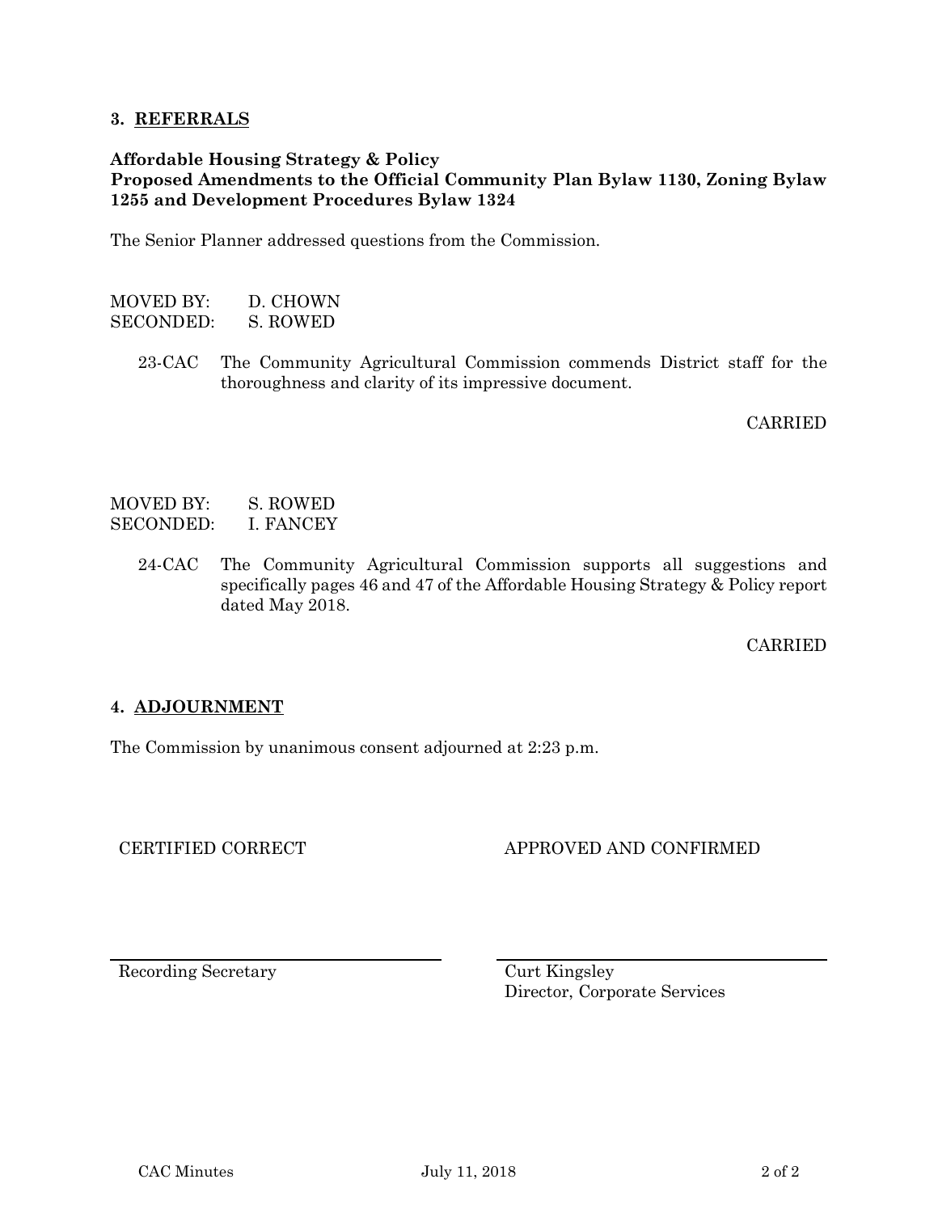## 3. REFERRALS

**Affordable Housing Strategy & Policy**
**Proposed Amendments to the Official Community Plan Bylaw 1130, Zoning Bylaw 1255 and Development Procedures Bylaw 1324**

The Senior Planner addressed questions from the Commission.

MOVED BY: D. CHOWN
SECONDED: S. ROWED

23-CAC The Community Agricultural Commission commends District staff for the thoroughness and clarity of its impressive document.

CARRIED

MOVED BY: S. ROWED
SECONDED: I. FANCEY

24-CAC The Community Agricultural Commission supports all suggestions and specifically pages 46 and 47 of the Affordable Housing Strategy & Policy report dated May 2018.

CARRIED

## 4. ADJOURNMENT

The Commission by unanimous consent adjourned at 2:23 p.m.

CERTIFIED CORRECT

APPROVED AND CONFIRMED

Recording Secretary

Curt Kingsley
Director, Corporate Services